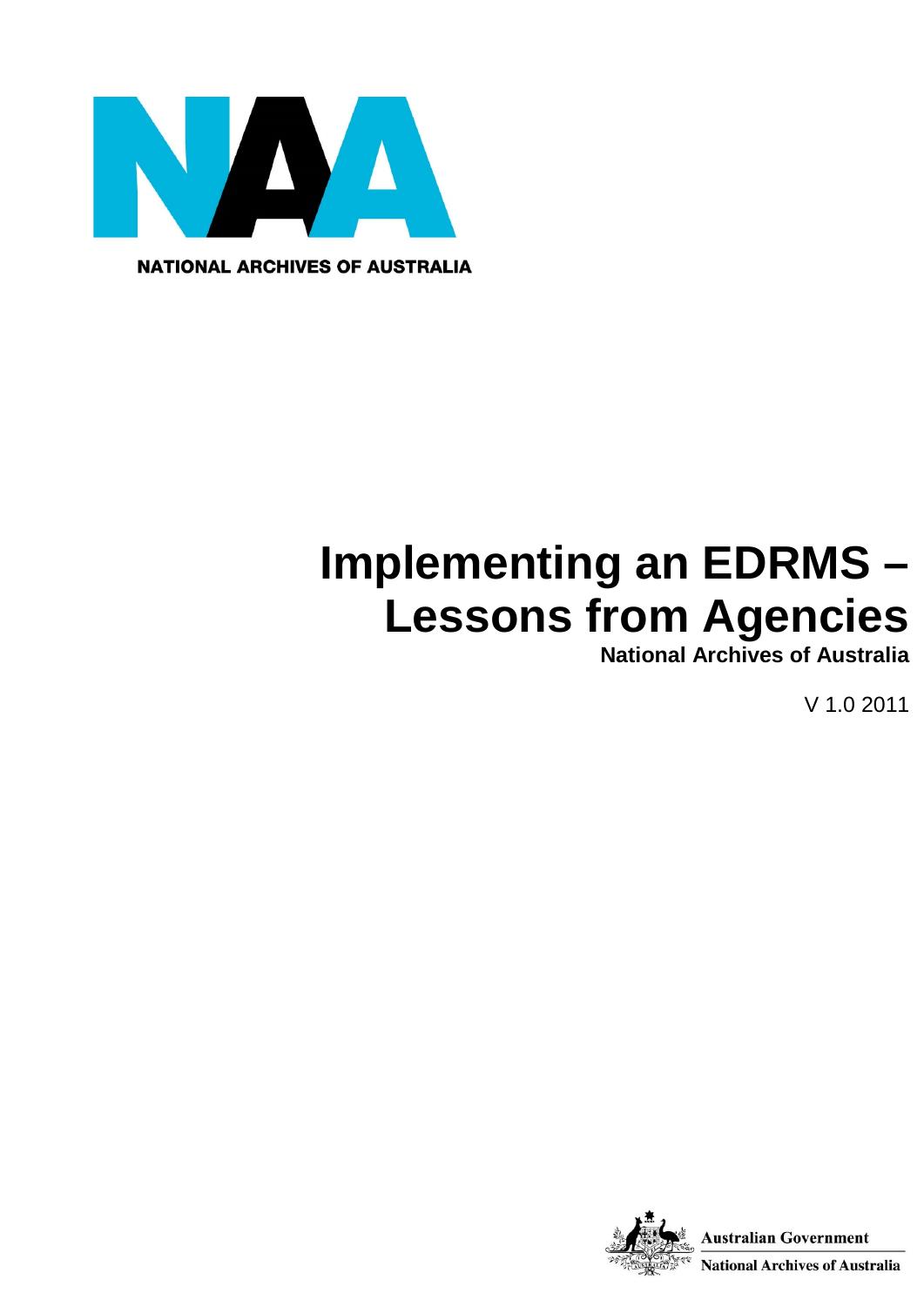NATIONAL ARCHIVES OF AUSTRALIA

# Implementing an EDRMS – Lessons from Agencies

**National Archives of Australia**

V 1.0 2011

Australian Government

National Archives of Australia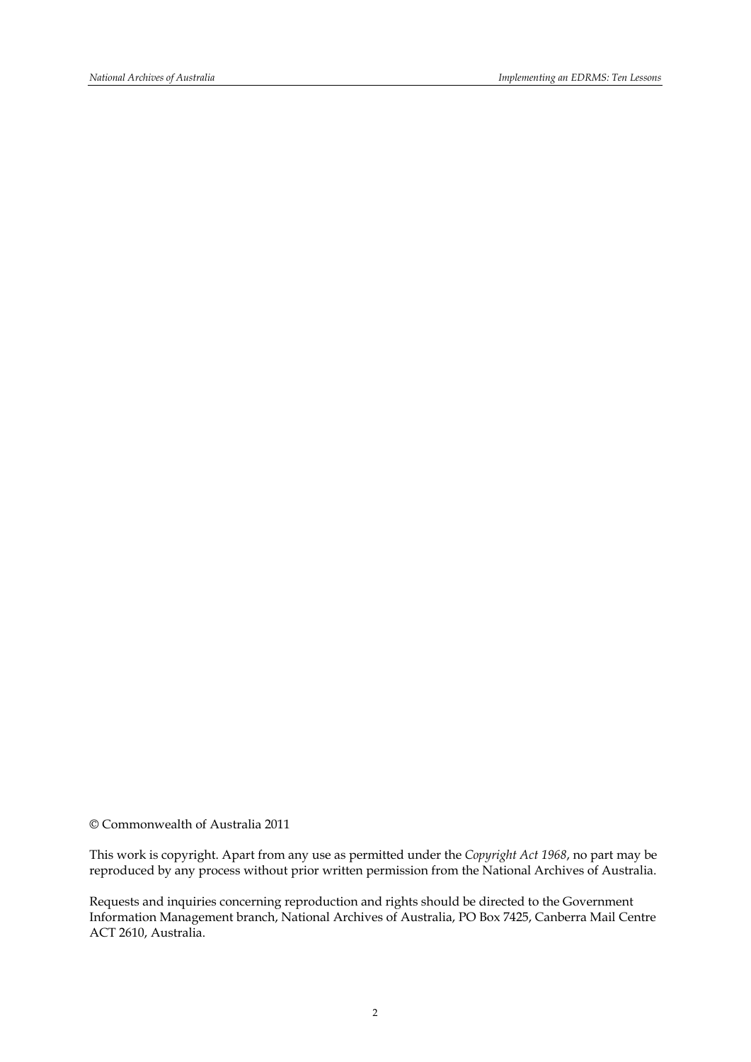© Commonwealth of Australia 2011

This work is copyright. Apart from any use as permitted under the *Copyright Act 1968*, no part may be reproduced by any process without prior written permission from the National Archives of Australia.

Requests and inquiries concerning reproduction and rights should be directed to the Government Information Management branch, National Archives of Australia, PO Box 7425, Canberra Mail Centre ACT 2610, Australia.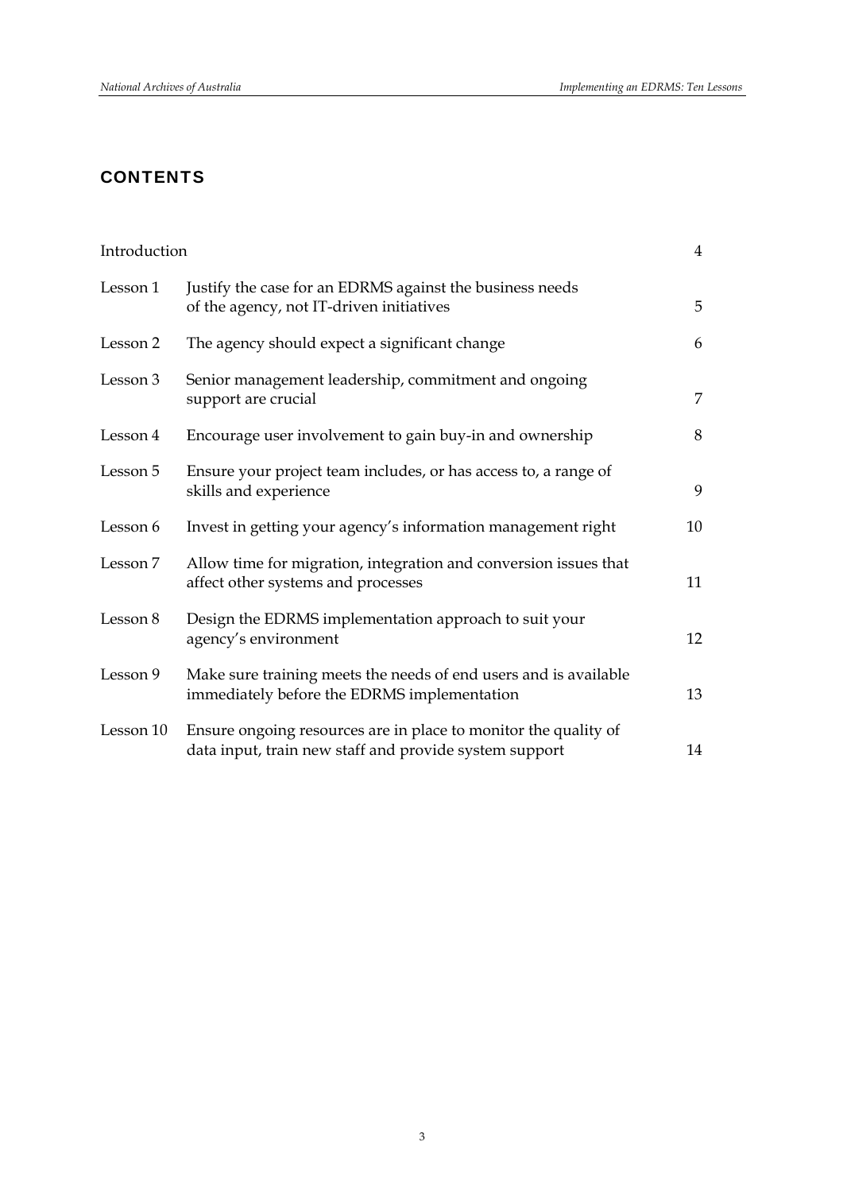## CONTENTS

| | | |
|---|---|---|
| Introduction | | 4 |
| Lesson 1 | Justify the case for an EDRMS against the business needs of the agency, not IT-driven initiatives | 5 |
| Lesson 2 | The agency should expect a significant change | 6 |
| Lesson 3 | Senior management leadership, commitment and ongoing support are crucial | 7 |
| Lesson 4 | Encourage user involvement to gain buy-in and ownership | 8 |
| Lesson 5 | Ensure your project team includes, or has access to, a range of skills and experience | 9 |
| Lesson 6 | Invest in getting your agency's information management right | 10 |
| Lesson 7 | Allow time for migration, integration and conversion issues that affect other systems and processes | 11 |
| Lesson 8 | Design the EDRMS implementation approach to suit your agency's environment | 12 |
| Lesson 9 | Make sure training meets the needs of end users and is available immediately before the EDRMS implementation | 13 |
| Lesson 10 | Ensure ongoing resources are in place to monitor the quality of data input, train new staff and provide system support | 14 |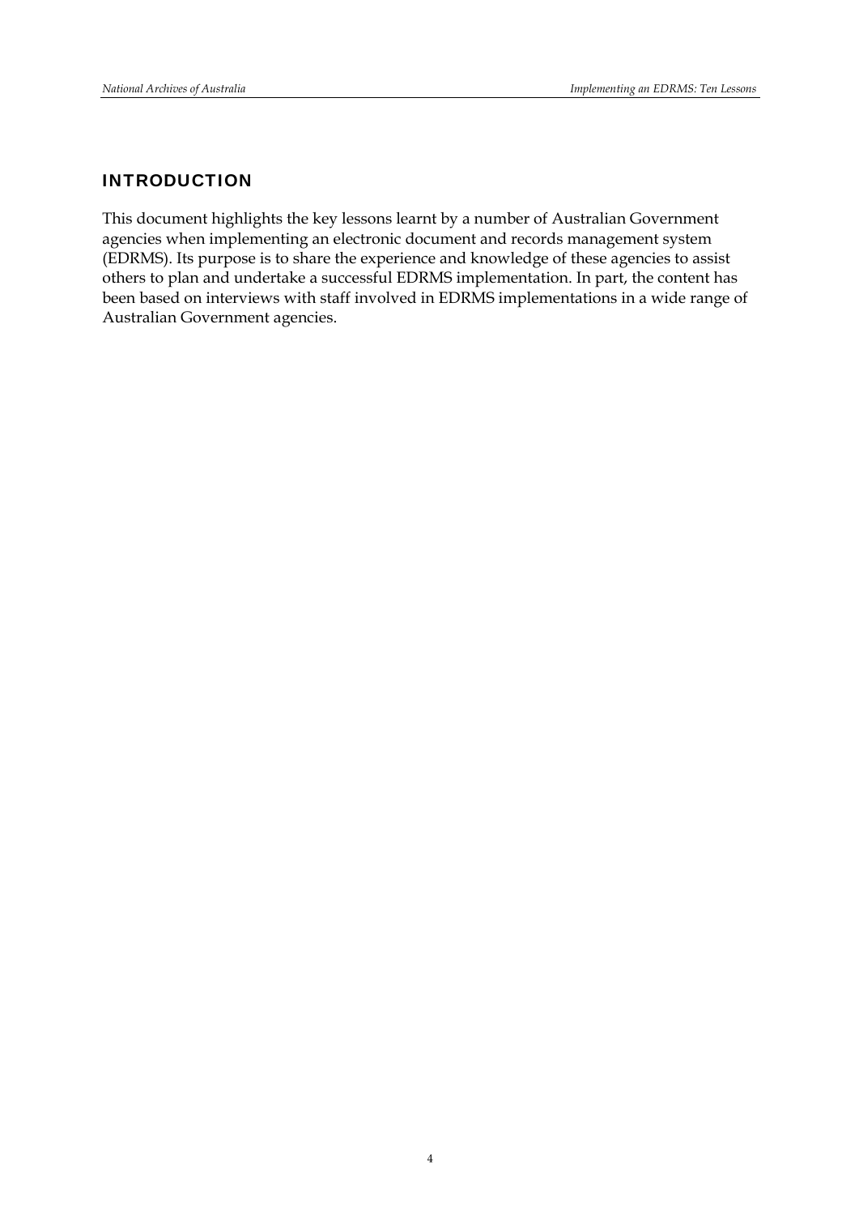## INTRODUCTION

This document highlights the key lessons learnt by a number of Australian Government agencies when implementing an electronic document and records management system (EDRMS). Its purpose is to share the experience and knowledge of these agencies to assist others to plan and undertake a successful EDRMS implementation. In part, the content has been based on interviews with staff involved in EDRMS implementations in a wide range of Australian Government agencies.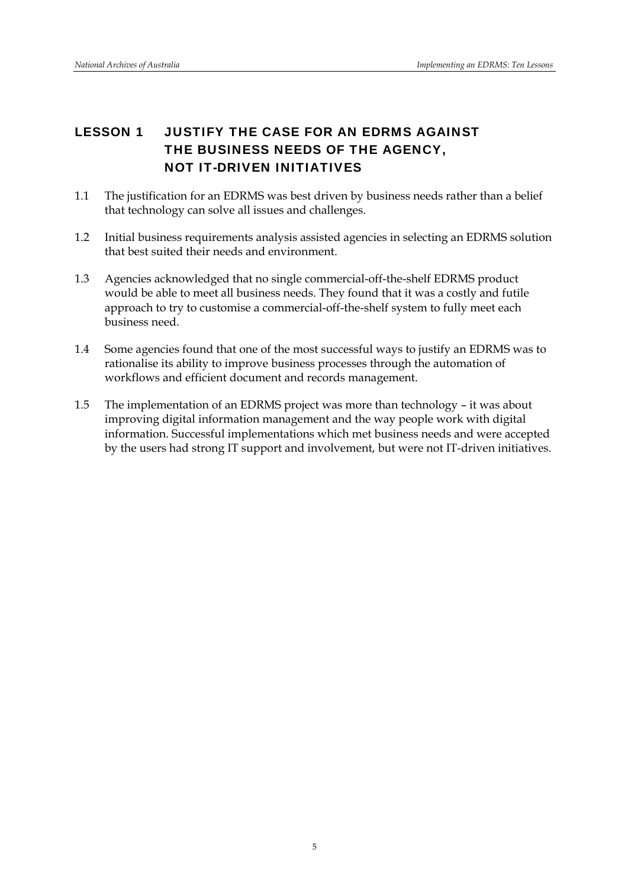## LESSON 1 JUSTIFY THE CASE FOR AN EDRMS AGAINST THE BUSINESS NEEDS OF THE AGENCY, NOT IT-DRIVEN INITIATIVES

1.1 The justification for an EDRMS was best driven by business needs rather than a belief that technology can solve all issues and challenges.

1.2 Initial business requirements analysis assisted agencies in selecting an EDRMS solution that best suited their needs and environment.

1.3 Agencies acknowledged that no single commercial-off-the-shelf EDRMS product would be able to meet all business needs. They found that it was a costly and futile approach to try to customise a commercial-off-the-shelf system to fully meet each business need.

1.4 Some agencies found that one of the most successful ways to justify an EDRMS was to rationalise its ability to improve business processes through the automation of workflows and efficient document and records management.

1.5 The implementation of an EDRMS project was more than technology – it was about improving digital information management and the way people work with digital information. Successful implementations which met business needs and were accepted by the users had strong IT support and involvement, but were not IT-driven initiatives.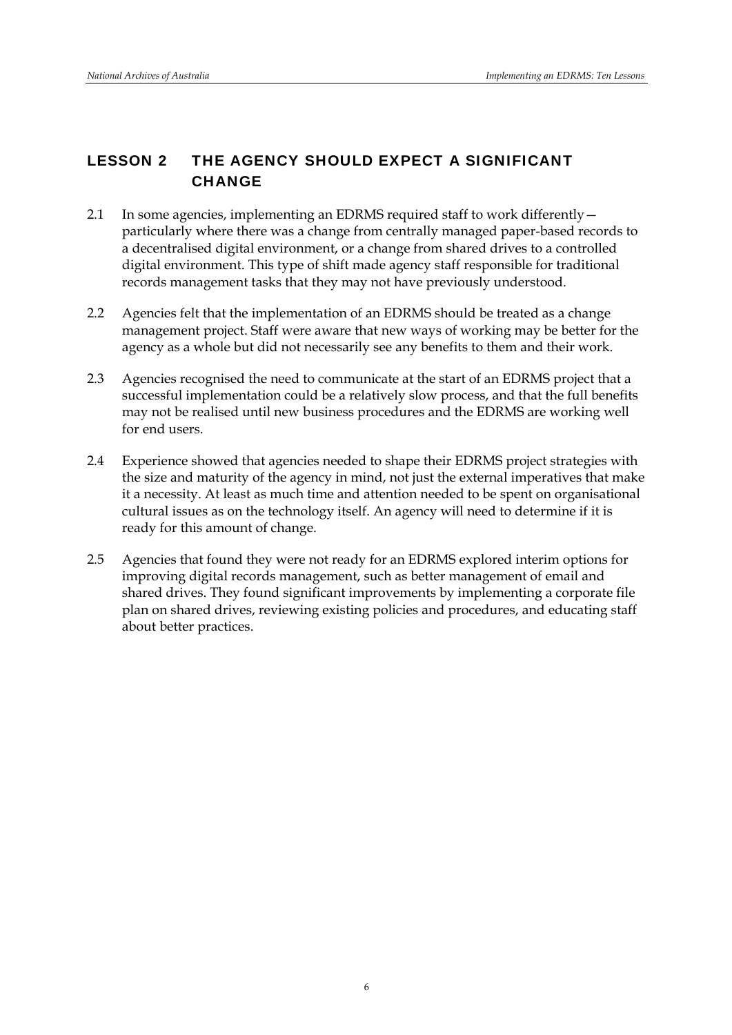## LESSON 2 THE AGENCY SHOULD EXPECT A SIGNIFICANT CHANGE

2.1 In some agencies, implementing an EDRMS required staff to work differently—particularly where there was a change from centrally managed paper-based records to a decentralised digital environment, or a change from shared drives to a controlled digital environment. This type of shift made agency staff responsible for traditional records management tasks that they may not have previously understood.

2.2 Agencies felt that the implementation of an EDRMS should be treated as a change management project. Staff were aware that new ways of working may be better for the agency as a whole but did not necessarily see any benefits to them and their work.

2.3 Agencies recognised the need to communicate at the start of an EDRMS project that a successful implementation could be a relatively slow process, and that the full benefits may not be realised until new business procedures and the EDRMS are working well for end users.

2.4 Experience showed that agencies needed to shape their EDRMS project strategies with the size and maturity of the agency in mind, not just the external imperatives that make it a necessity. At least as much time and attention needed to be spent on organisational cultural issues as on the technology itself. An agency will need to determine if it is ready for this amount of change.

2.5 Agencies that found they were not ready for an EDRMS explored interim options for improving digital records management, such as better management of email and shared drives. They found significant improvements by implementing a corporate file plan on shared drives, reviewing existing policies and procedures, and educating staff about better practices.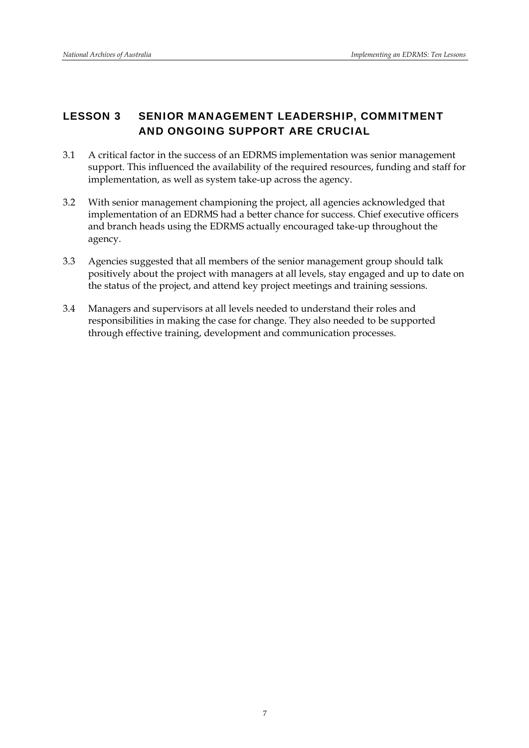## LESSON 3 SENIOR MANAGEMENT LEADERSHIP, COMMITMENT AND ONGOING SUPPORT ARE CRUCIAL

3.1 A critical factor in the success of an EDRMS implementation was senior management support. This influenced the availability of the required resources, funding and staff for implementation, as well as system take-up across the agency.

3.2 With senior management championing the project, all agencies acknowledged that implementation of an EDRMS had a better chance for success. Chief executive officers and branch heads using the EDRMS actually encouraged take-up throughout the agency.

3.3 Agencies suggested that all members of the senior management group should talk positively about the project with managers at all levels, stay engaged and up to date on the status of the project, and attend key project meetings and training sessions.

3.4 Managers and supervisors at all levels needed to understand their roles and responsibilities in making the case for change. They also needed to be supported through effective training, development and communication processes.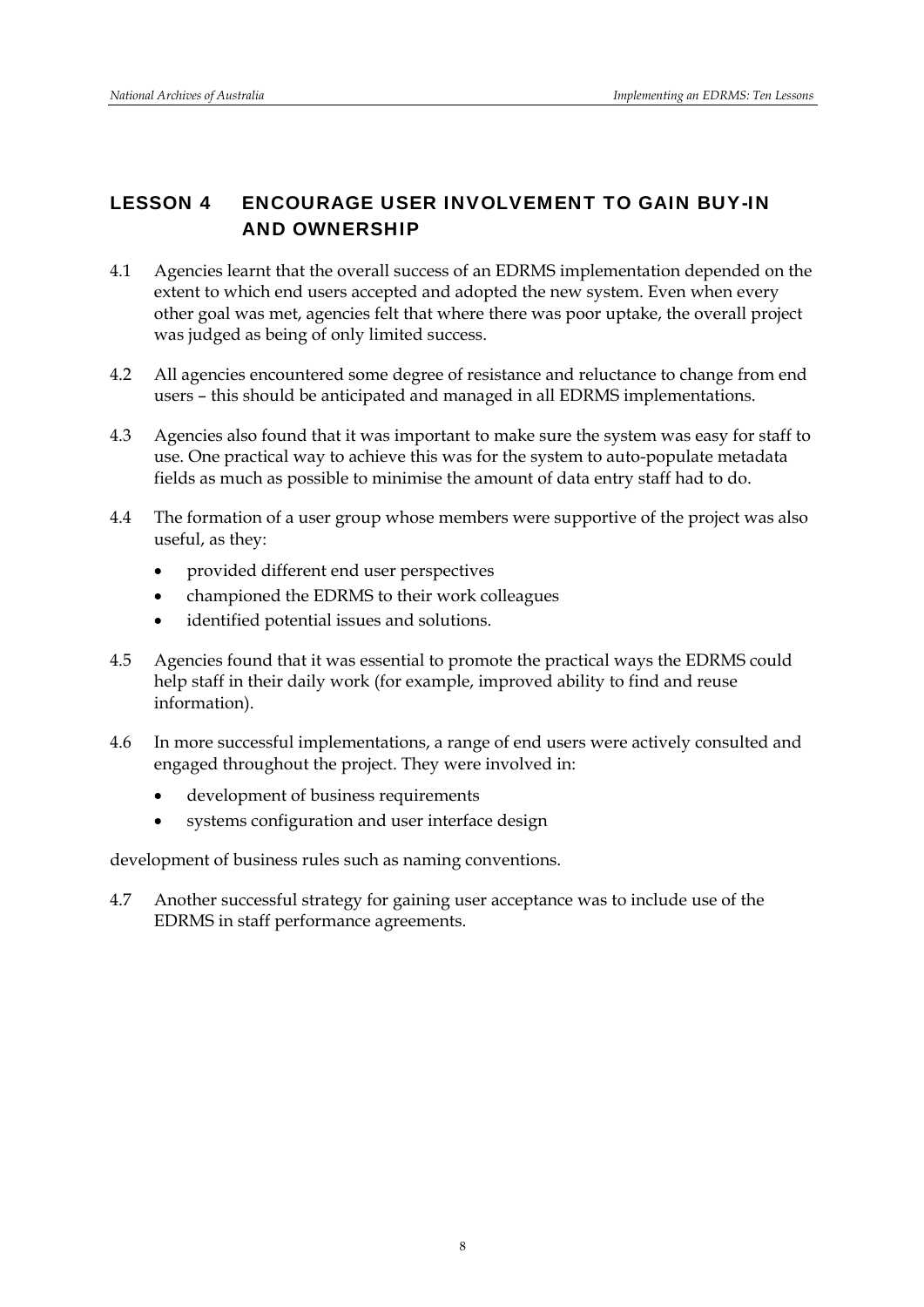## LESSON 4 ENCOURAGE USER INVOLVEMENT TO GAIN BUY-IN AND OWNERSHIP

4.1 Agencies learnt that the overall success of an EDRMS implementation depended on the extent to which end users accepted and adopted the new system. Even when every other goal was met, agencies felt that where there was poor uptake, the overall project was judged as being of only limited success.

4.2 All agencies encountered some degree of resistance and reluctance to change from end users – this should be anticipated and managed in all EDRMS implementations.

4.3 Agencies also found that it was important to make sure the system was easy for staff to use. One practical way to achieve this was for the system to auto-populate metadata fields as much as possible to minimise the amount of data entry staff had to do.

4.4 The formation of a user group whose members were supportive of the project was also useful, as they:

- provided different end user perspectives
- championed the EDRMS to their work colleagues
- identified potential issues and solutions.

4.5 Agencies found that it was essential to promote the practical ways the EDRMS could help staff in their daily work (for example, improved ability to find and reuse information).

4.6 In more successful implementations, a range of end users were actively consulted and engaged throughout the project. They were involved in:

- development of business requirements
- systems configuration and user interface design

development of business rules such as naming conventions.

4.7 Another successful strategy for gaining user acceptance was to include use of the EDRMS in staff performance agreements.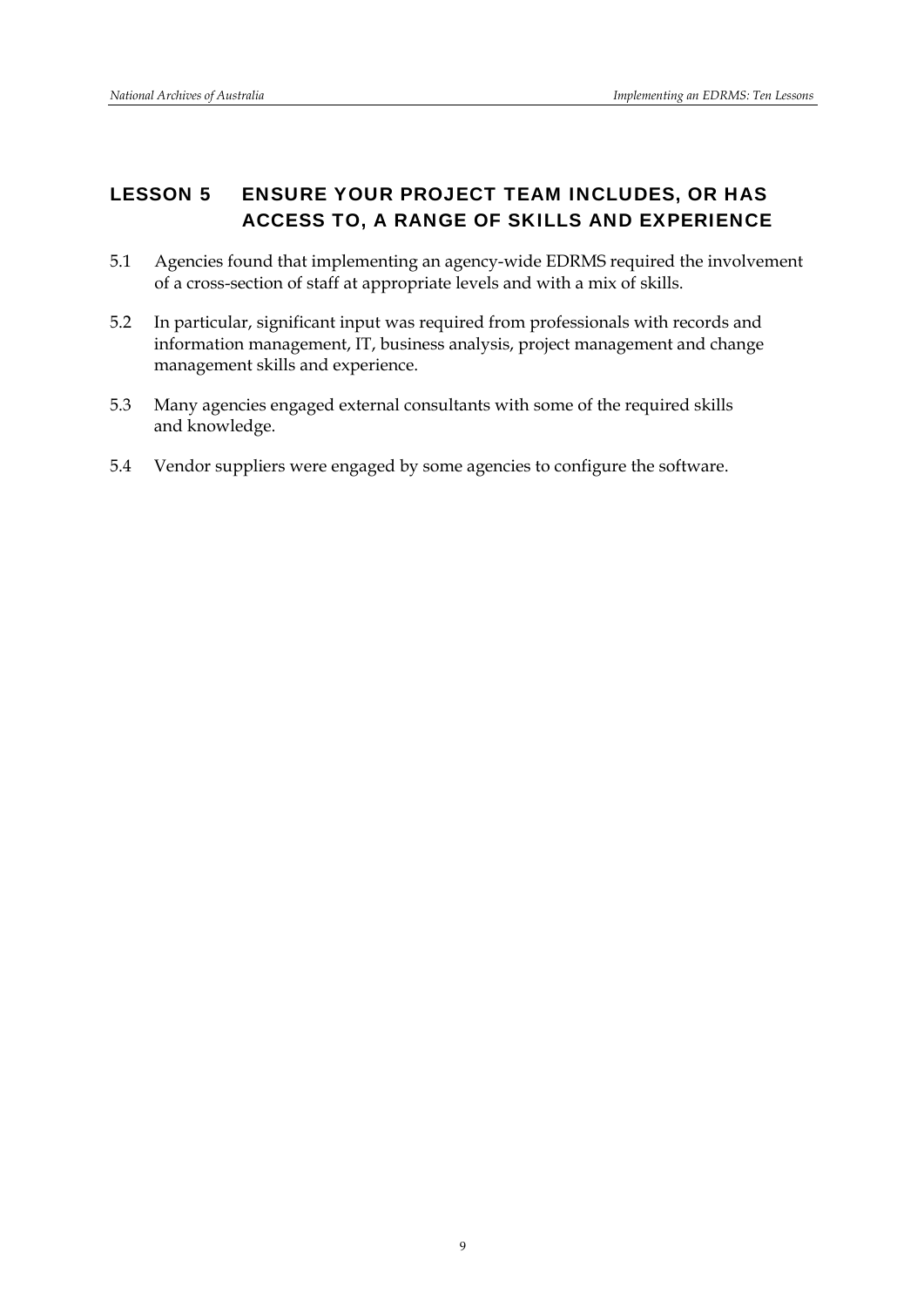## LESSON 5 ENSURE YOUR PROJECT TEAM INCLUDES, OR HAS ACCESS TO, A RANGE OF SKILLS AND EXPERIENCE

5.1 Agencies found that implementing an agency-wide EDRMS required the involvement of a cross-section of staff at appropriate levels and with a mix of skills.

5.2 In particular, significant input was required from professionals with records and information management, IT, business analysis, project management and change management skills and experience.

5.3 Many agencies engaged external consultants with some of the required skills and knowledge.

5.4 Vendor suppliers were engaged by some agencies to configure the software.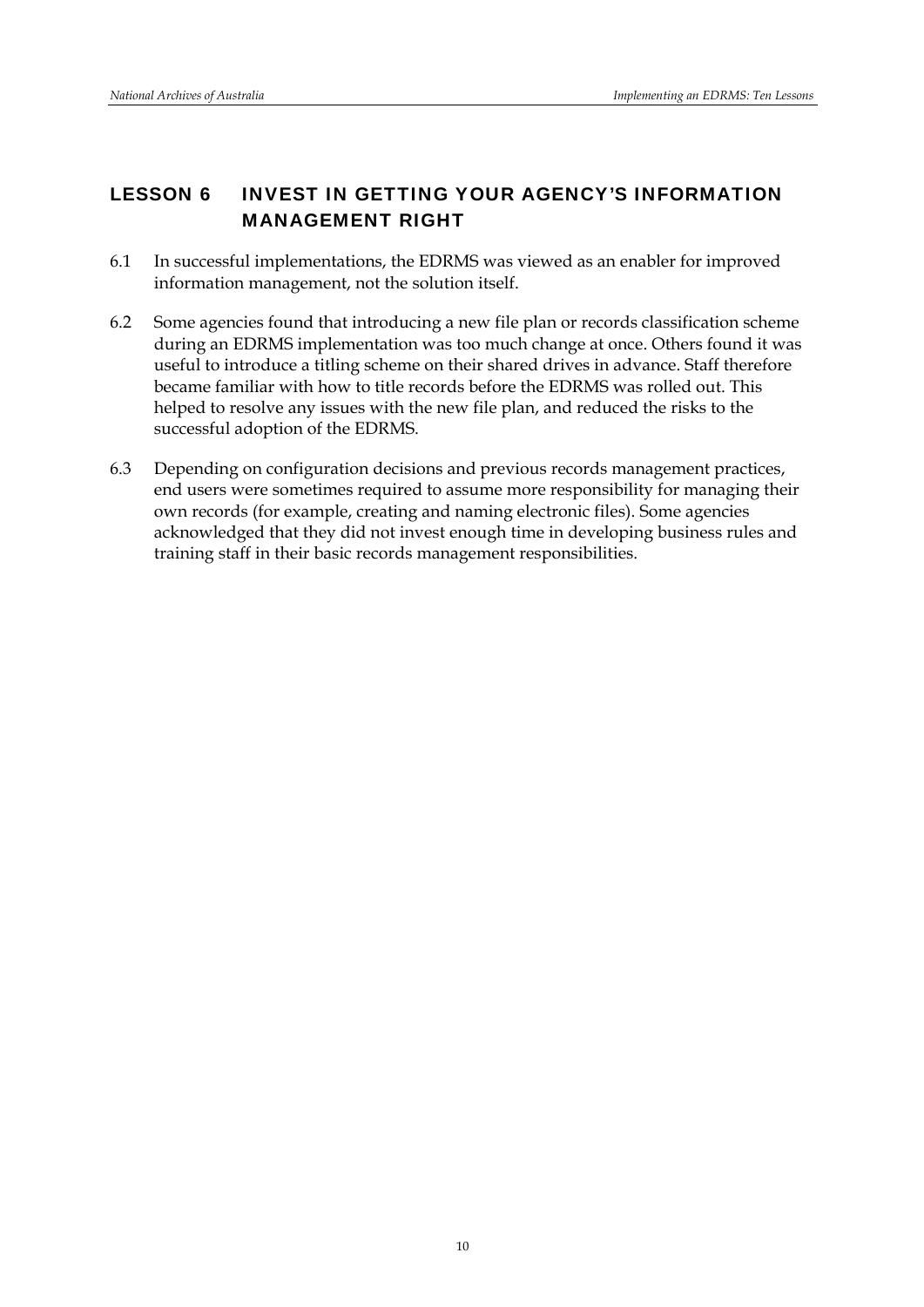## LESSON 6 INVEST IN GETTING YOUR AGENCY'S INFORMATION MANAGEMENT RIGHT

6.1 In successful implementations, the EDRMS was viewed as an enabler for improved information management, not the solution itself.

6.2 Some agencies found that introducing a new file plan or records classification scheme during an EDRMS implementation was too much change at once. Others found it was useful to introduce a titling scheme on their shared drives in advance. Staff therefore became familiar with how to title records before the EDRMS was rolled out. This helped to resolve any issues with the new file plan, and reduced the risks to the successful adoption of the EDRMS.

6.3 Depending on configuration decisions and previous records management practices, end users were sometimes required to assume more responsibility for managing their own records (for example, creating and naming electronic files). Some agencies acknowledged that they did not invest enough time in developing business rules and training staff in their basic records management responsibilities.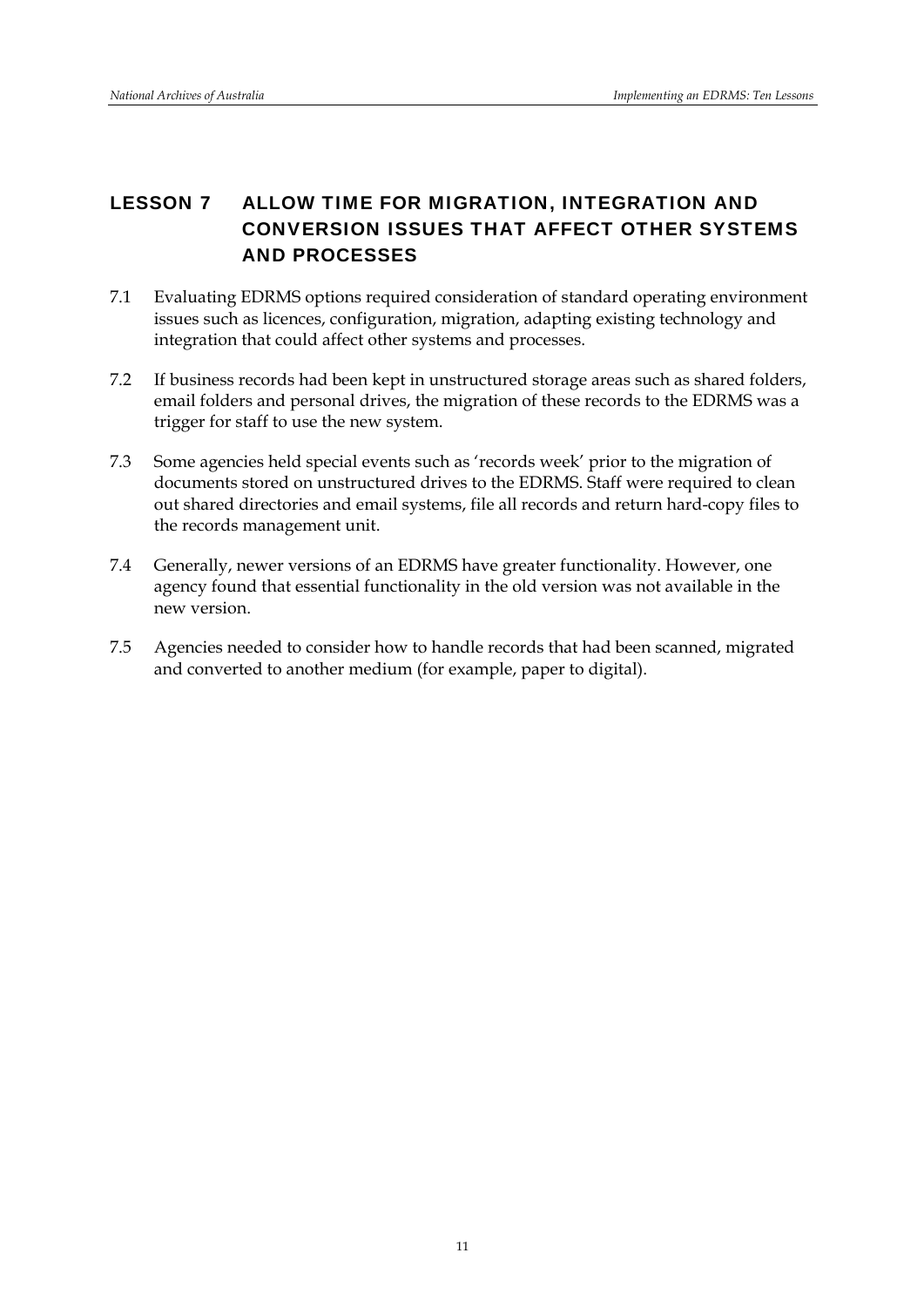## LESSON 7 ALLOW TIME FOR MIGRATION, INTEGRATION AND CONVERSION ISSUES THAT AFFECT OTHER SYSTEMS AND PROCESSES

7.1 Evaluating EDRMS options required consideration of standard operating environment issues such as licences, configuration, migration, adapting existing technology and integration that could affect other systems and processes.

7.2 If business records had been kept in unstructured storage areas such as shared folders, email folders and personal drives, the migration of these records to the EDRMS was a trigger for staff to use the new system.

7.3 Some agencies held special events such as 'records week' prior to the migration of documents stored on unstructured drives to the EDRMS. Staff were required to clean out shared directories and email systems, file all records and return hard-copy files to the records management unit.

7.4 Generally, newer versions of an EDRMS have greater functionality. However, one agency found that essential functionality in the old version was not available in the new version.

7.5 Agencies needed to consider how to handle records that had been scanned, migrated and converted to another medium (for example, paper to digital).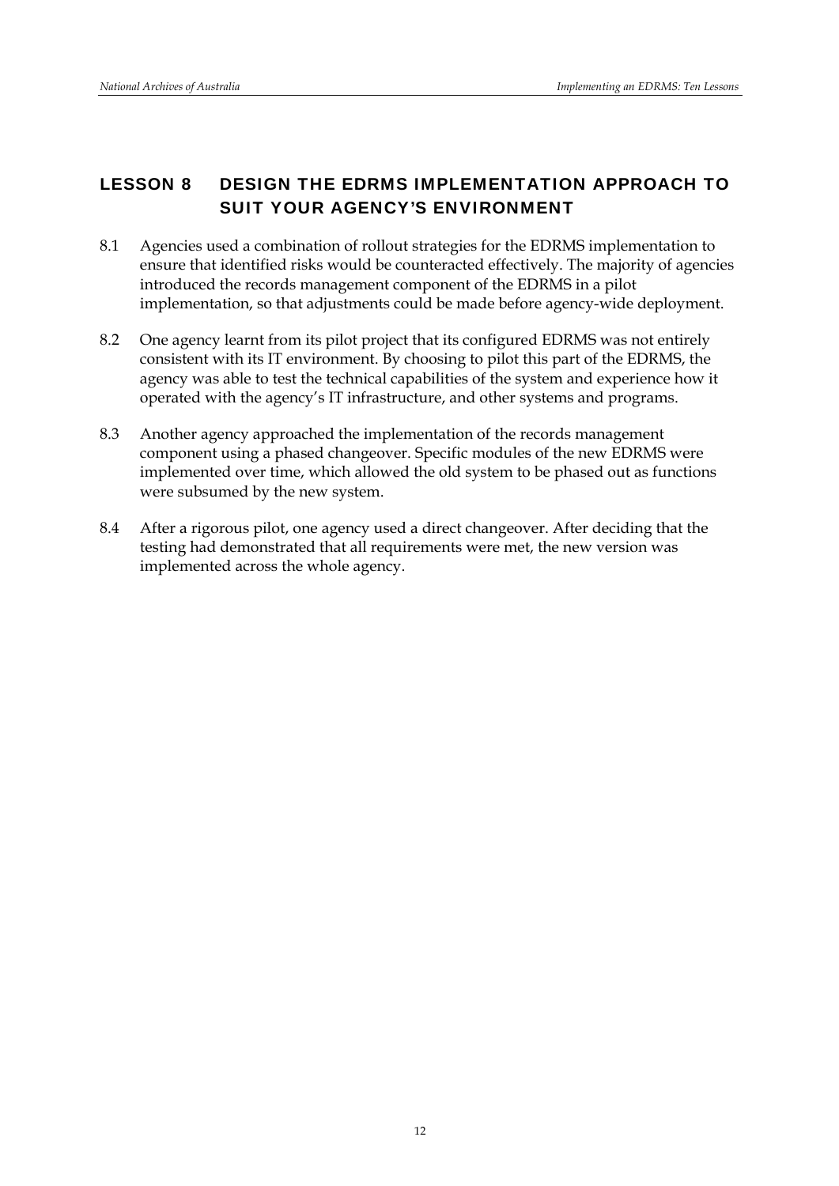## LESSON 8 DESIGN THE EDRMS IMPLEMENTATION APPROACH TO SUIT YOUR AGENCY'S ENVIRONMENT

8.1 Agencies used a combination of rollout strategies for the EDRMS implementation to ensure that identified risks would be counteracted effectively. The majority of agencies introduced the records management component of the EDRMS in a pilot implementation, so that adjustments could be made before agency-wide deployment.

8.2 One agency learnt from its pilot project that its configured EDRMS was not entirely consistent with its IT environment. By choosing to pilot this part of the EDRMS, the agency was able to test the technical capabilities of the system and experience how it operated with the agency's IT infrastructure, and other systems and programs.

8.3 Another agency approached the implementation of the records management component using a phased changeover. Specific modules of the new EDRMS were implemented over time, which allowed the old system to be phased out as functions were subsumed by the new system.

8.4 After a rigorous pilot, one agency used a direct changeover. After deciding that the testing had demonstrated that all requirements were met, the new version was implemented across the whole agency.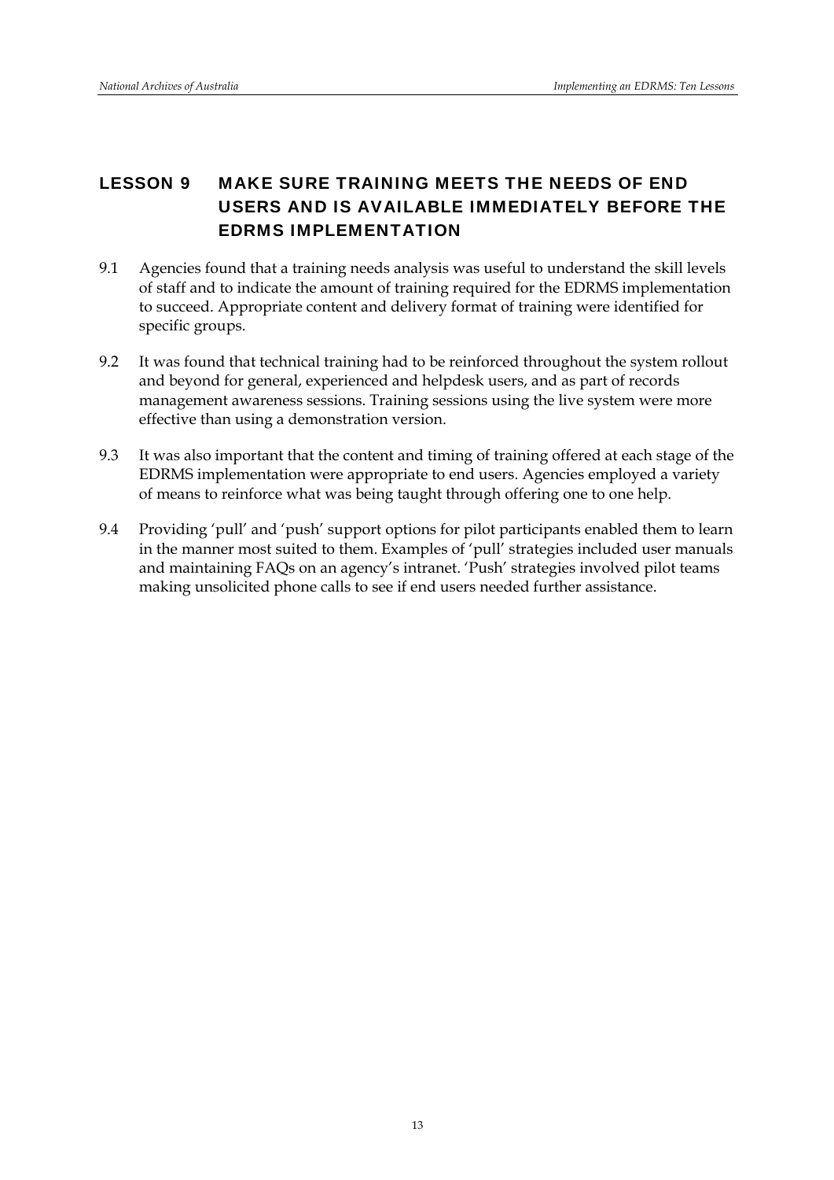## LESSON 9 MAKE SURE TRAINING MEETS THE NEEDS OF END USERS AND IS AVAILABLE IMMEDIATELY BEFORE THE EDRMS IMPLEMENTATION

9.1 Agencies found that a training needs analysis was useful to understand the skill levels of staff and to indicate the amount of training required for the EDRMS implementation to succeed. Appropriate content and delivery format of training were identified for specific groups.

9.2 It was found that technical training had to be reinforced throughout the system rollout and beyond for general, experienced and helpdesk users, and as part of records management awareness sessions. Training sessions using the live system were more effective than using a demonstration version.

9.3 It was also important that the content and timing of training offered at each stage of the EDRMS implementation were appropriate to end users. Agencies employed a variety of means to reinforce what was being taught through offering one to one help.

9.4 Providing 'pull' and 'push' support options for pilot participants enabled them to learn in the manner most suited to them. Examples of 'pull' strategies included user manuals and maintaining FAQs on an agency's intranet. 'Push' strategies involved pilot teams making unsolicited phone calls to see if end users needed further assistance.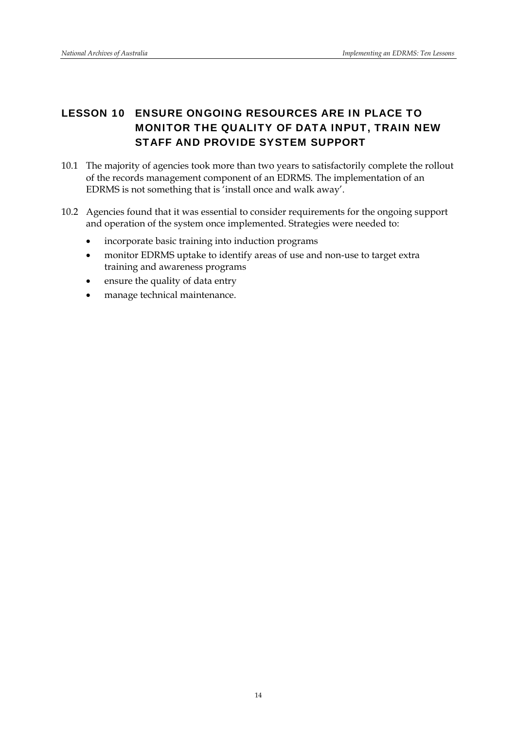## LESSON 10 ENSURE ONGOING RESOURCES ARE IN PLACE TO MONITOR THE QUALITY OF DATA INPUT, TRAIN NEW STAFF AND PROVIDE SYSTEM SUPPORT

10.1 The majority of agencies took more than two years to satisfactorily complete the rollout of the records management component of an EDRMS. The implementation of an EDRMS is not something that is 'install once and walk away'.

10.2 Agencies found that it was essential to consider requirements for the ongoing support and operation of the system once implemented. Strategies were needed to:

- incorporate basic training into induction programs
- monitor EDRMS uptake to identify areas of use and non-use to target extra training and awareness programs
- ensure the quality of data entry
- manage technical maintenance.